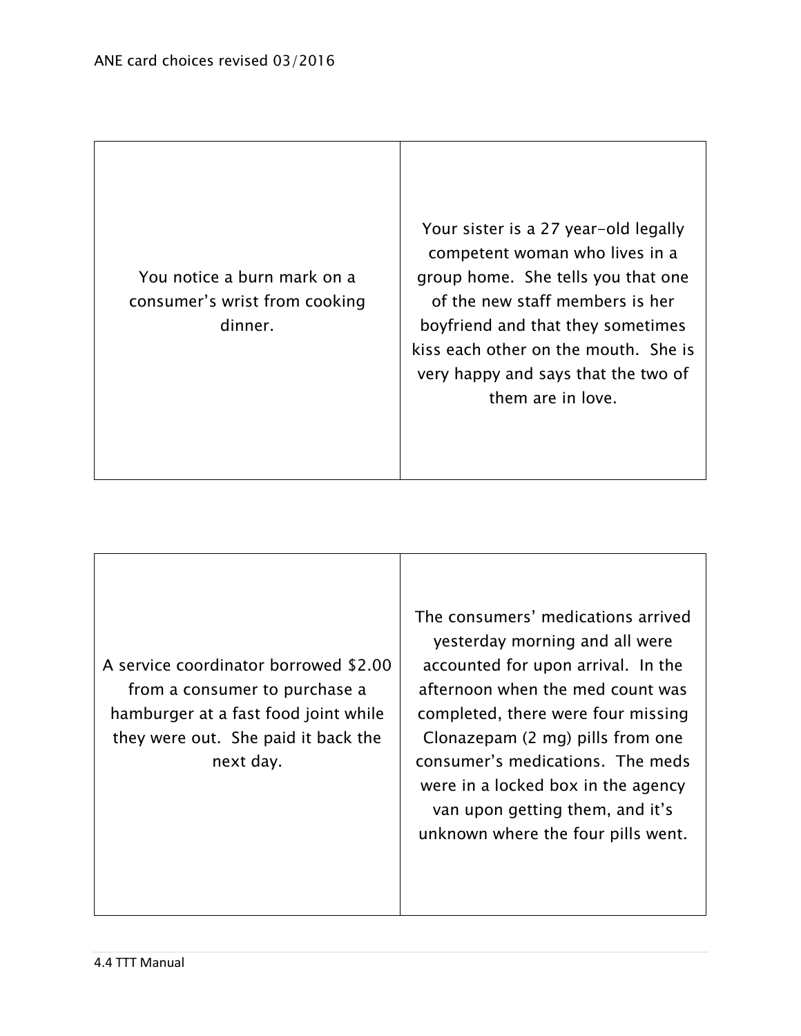| | |
|---|---|
| You notice a burn mark on a consumer's wrist from cooking dinner. | Your sister is a 27 year-old legally competent woman who lives in a group home. She tells you that one of the new staff members is her boyfriend and that they sometimes kiss each other on the mouth. She is very happy and says that the two of them are in love. |

| | |
|---|---|
| A service coordinator borrowed $2.00 from a consumer to purchase a hamburger at a fast food joint while they were out. She paid it back the next day. | The consumers' medications arrived yesterday morning and all were accounted for upon arrival. In the afternoon when the med count was completed, there were four missing Clonazepam (2 mg) pills from one consumer's medications. The meds were in a locked box in the agency van upon getting them, and it's unknown where the four pills went. |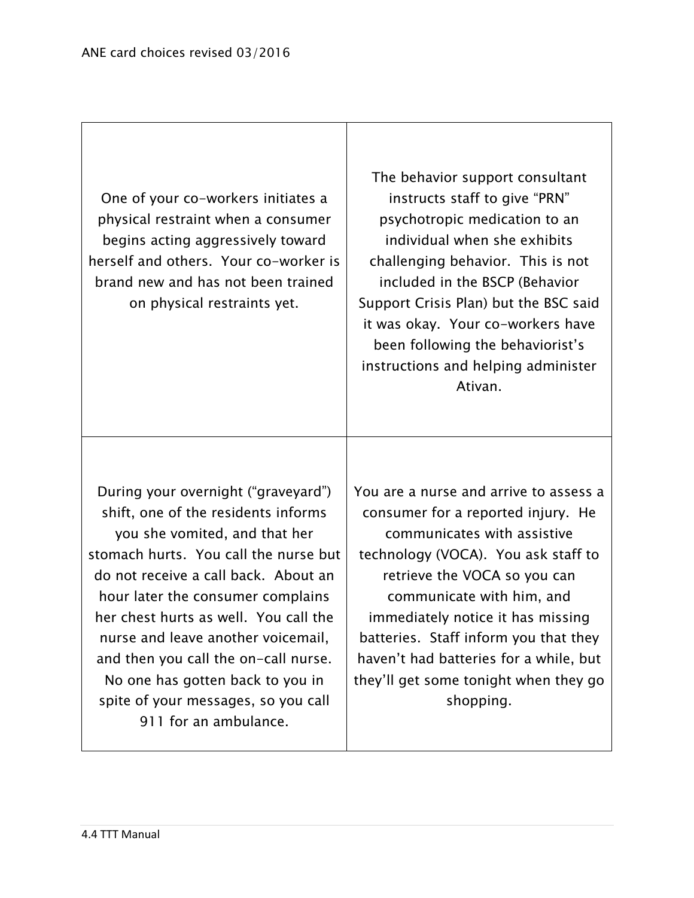| | |
|---|---|
| One of your co-workers initiates a physical restraint when a consumer begins acting aggressively toward herself and others. Your co-worker is brand new and has not been trained on physical restraints yet. | The behavior support consultant instructs staff to give "PRN" psychotropic medication to an individual when she exhibits challenging behavior. This is not included in the BSCP (Behavior Support Crisis Plan) but the BSC said it was okay. Your co-workers have been following the behaviorist's instructions and helping administer Ativan. |
| During your overnight ("graveyard") shift, one of the residents informs you she vomited, and that her stomach hurts. You call the nurse but do not receive a call back. About an hour later the consumer complains her chest hurts as well. You call the nurse and leave another voicemail, and then you call the on-call nurse. No one has gotten back to you in spite of your messages, so you call 911 for an ambulance. | You are a nurse and arrive to assess a consumer for a reported injury. He communicates with assistive technology (VOCA). You ask staff to retrieve the VOCA so you can communicate with him, and immediately notice it has missing batteries. Staff inform you that they haven't had batteries for a while, but they'll get some tonight when they go shopping. |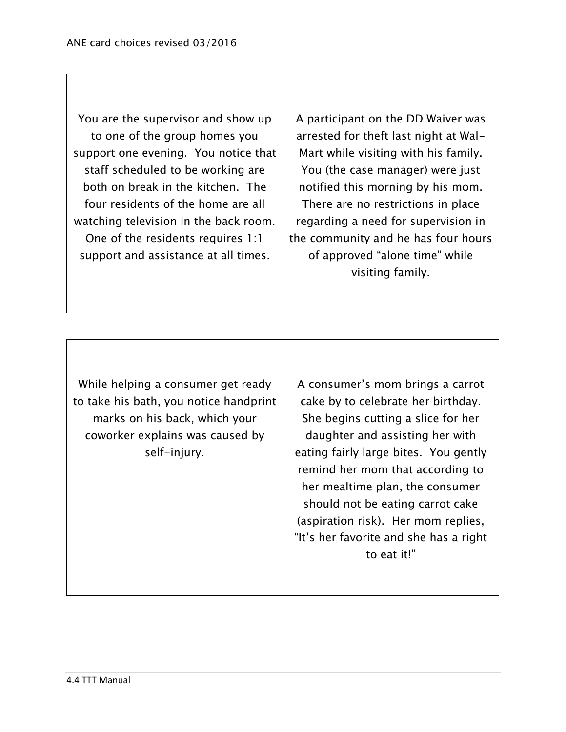ANE card choices revised 03/2016

| | |
|---|---|
| You are the supervisor and show up to one of the group homes you support one evening. You notice that staff scheduled to be working are both on break in the kitchen. The four residents of the home are all watching television in the back room. One of the residents requires 1:1 support and assistance at all times. | A participant on the DD Waiver was arrested for theft last night at Wal-Mart while visiting with his family. You (the case manager) were just notified this morning by his mom. There are no restrictions in place regarding a need for supervision in the community and he has four hours of approved "alone time" while visiting family. |

| | |
|---|---|
| While helping a consumer get ready to take his bath, you notice handprint marks on his back, which your coworker explains was caused by self-injury. | A consumer's mom brings a carrot cake by to celebrate her birthday. She begins cutting a slice for her daughter and assisting her with eating fairly large bites. You gently remind her mom that according to her mealtime plan, the consumer should not be eating carrot cake (aspiration risk). Her mom replies, "It's her favorite and she has a right to eat it!" |

4.4 TTT Manual